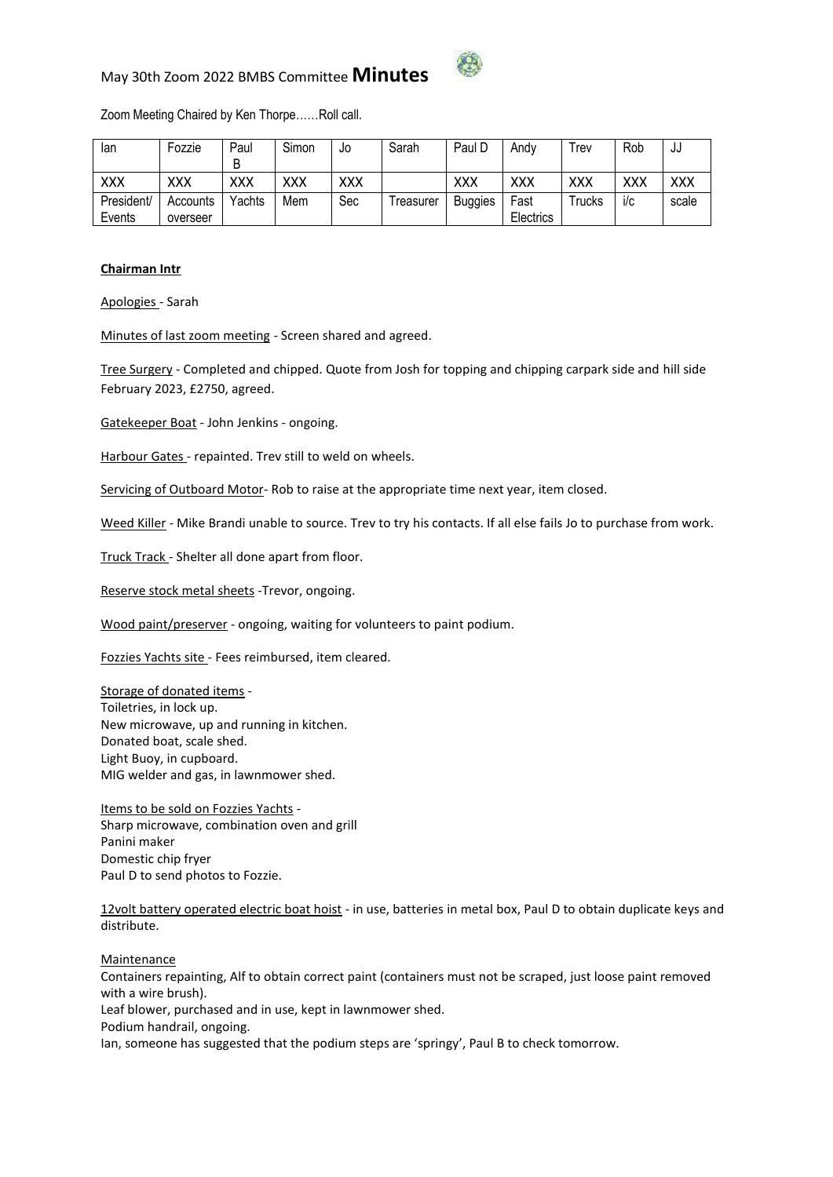# May 30th Zoom 2022 BMBS Committee **Minutes**

Zoom Meeting Chaired by Ken Thorpe……Roll call.

| Ian | Fozzie | Paul B | Simon | Jo | Sarah | Paul D | Andy | Trev | Rob | JJ |
|---|---|---|---|---|---|---|---|---|---|---|
| XXX | XXX | XXX | XXX | XXX | | XXX | XXX | XXX | XXX | XXX |
| President/ Events | Accounts overseer | Yachts | Mem | Sec | Treasurer | Buggies | Fast Electrics | Trucks | i/c | scale |

**Chairman Intr**

Apologies - Sarah

Minutes of last zoom meeting - Screen shared and agreed.

Tree Surgery - Completed and chipped. Quote from Josh for topping and chipping carpark side and hill side February 2023, £2750, agreed.

Gatekeeper Boat - John Jenkins - ongoing.

Harbour Gates - repainted. Trev still to weld on wheels.

Servicing of Outboard Motor- Rob to raise at the appropriate time next year, item closed.

Weed Killer - Mike Brandi unable to source. Trev to try his contacts. If all else fails Jo to purchase from work.

Truck Track - Shelter all done apart from floor.

Reserve stock metal sheets -Trevor, ongoing.

Wood paint/preserver - ongoing, waiting for volunteers to paint podium.

Fozzies Yachts site - Fees reimbursed, item cleared.

Storage of donated items -
Toiletries, in lock up.
New microwave, up and running in kitchen.
Donated boat, scale shed.
Light Buoy, in cupboard.
MIG welder and gas, in lawnmower shed.

Items to be sold on Fozzies Yachts -
Sharp microwave, combination oven and grill
Panini maker
Domestic chip fryer
Paul D to send photos to Fozzie.

12volt battery operated electric boat hoist - in use, batteries in metal box, Paul D to obtain duplicate keys and distribute.

Maintenance
Containers repainting, Alf to obtain correct paint (containers must not be scraped, just loose paint removed with a wire brush).
Leaf blower, purchased and in use, kept in lawnmower shed.
Podium handrail, ongoing.
Ian, someone has suggested that the podium steps are 'springy', Paul B to check tomorrow.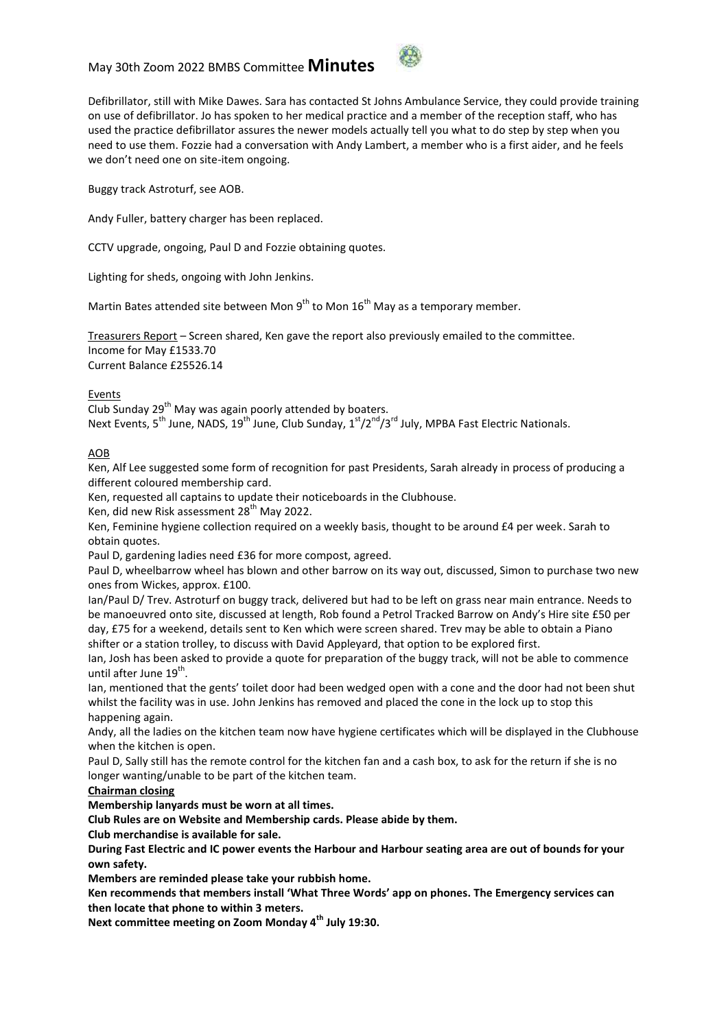Defibrillator, still with Mike Dawes. Sara has contacted St Johns Ambulance Service, they could provide training on use of defibrillator. Jo has spoken to her medical practice and a member of the reception staff, who has used the practice defibrillator assures the newer models actually tell you what to do step by step when you need to use them. Fozzie had a conversation with Andy Lambert, a member who is a first aider, and he feels we don't need one on site-item ongoing.

Buggy track Astroturf, see AOB.

Andy Fuller, battery charger has been replaced.

CCTV upgrade, ongoing, Paul D and Fozzie obtaining quotes.

Lighting for sheds, ongoing with John Jenkins.

Martin Bates attended site between Mon 9th to Mon 16th May as a temporary member.

Treasurers Report – Screen shared, Ken gave the report also previously emailed to the committee.
Income for May £1533.70
Current Balance £25526.14

Events

Club Sunday 29th May was again poorly attended by boaters.
Next Events, 5th June, NADS, 19th June, Club Sunday, 1st/2nd/3rd July, MPBA Fast Electric Nationals.

AOB

Ken, Alf Lee suggested some form of recognition for past Presidents, Sarah already in process of producing a different coloured membership card.
Ken, requested all captains to update their noticeboards in the Clubhouse.
Ken, did new Risk assessment 28th May 2022.
Ken, Feminine hygiene collection required on a weekly basis, thought to be around £4 per week. Sarah to obtain quotes.
Paul D, gardening ladies need £36 for more compost, agreed.
Paul D, wheelbarrow wheel has blown and other barrow on its way out, discussed, Simon to purchase two new ones from Wickes, approx. £100.
Ian/Paul D/ Trev. Astroturf on buggy track, delivered but had to be left on grass near main entrance. Needs to be manoeuvred onto site, discussed at length, Rob found a Petrol Tracked Barrow on Andy's Hire site £50 per day, £75 for a weekend, details sent to Ken which were screen shared. Trev may be able to obtain a Piano shifter or a station trolley, to discuss with David Appleyard, that option to be explored first.
Ian, Josh has been asked to provide a quote for preparation of the buggy track, will not be able to commence until after June 19th.
Ian, mentioned that the gents' toilet door had been wedged open with a cone and the door had not been shut whilst the facility was in use. John Jenkins has removed and placed the cone in the lock up to stop this happening again.
Andy, all the ladies on the kitchen team now have hygiene certificates which will be displayed in the Clubhouse when the kitchen is open.
Paul D, Sally still has the remote control for the kitchen fan and a cash box, to ask for the return if she is no longer wanting/unable to be part of the kitchen team.

**Chairman closing**

**Membership lanyards must be worn at all times.**

**Club Rules are on Website and Membership cards. Please abide by them.**

**Club merchandise is available for sale.**

**During Fast Electric and IC power events the Harbour and Harbour seating area are out of bounds for your own safety.**

**Members are reminded please take your rubbish home.**

**Ken recommends that members install 'What Three Words' app on phones. The Emergency services can then locate that phone to within 3 meters.**

**Next committee meeting on Zoom Monday 4th July 19:30.**